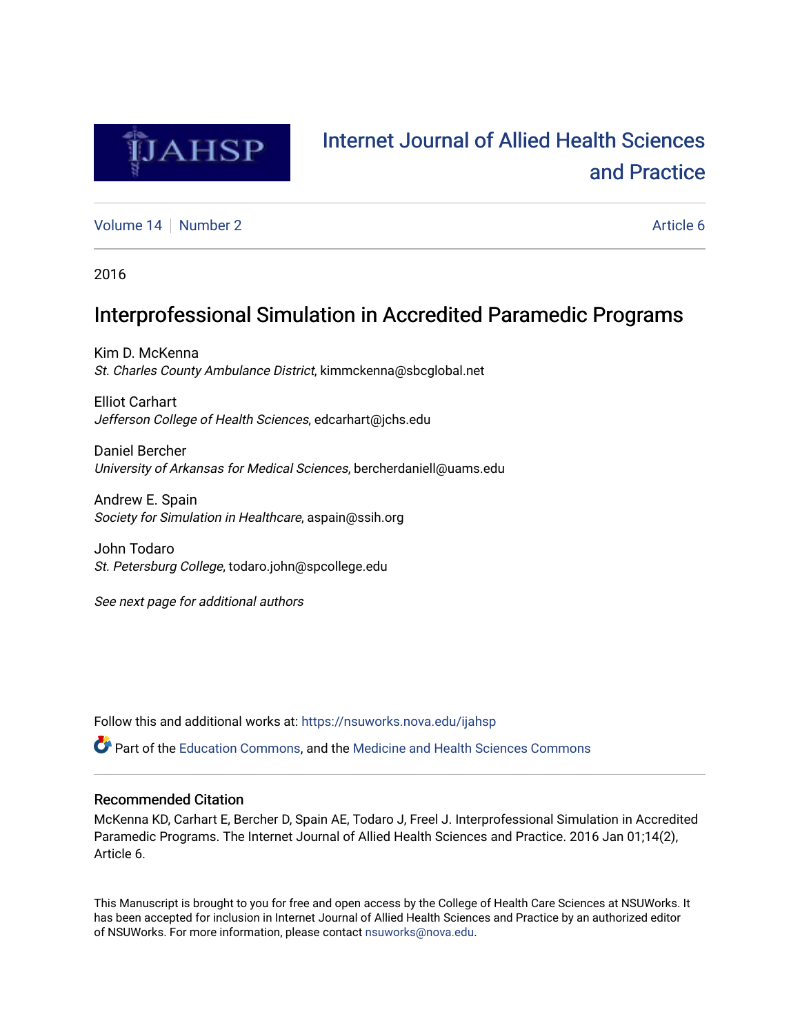# Internet Journal of Allied Health Sciences and Practice

Volume 14 | Number 2 | Article 6

2016

## Interprofessional Simulation in Accredited Paramedic Programs

Kim D. McKenna
*St. Charles County Ambulance District*, kimmckenna@sbcglobal.net

Elliot Carhart
*Jefferson College of Health Sciences*, edcarhart@jchs.edu

Daniel Bercher
*University of Arkansas for Medical Sciences*, bercherdaniell@uams.edu

Andrew E. Spain
*Society for Simulation in Healthcare*, aspain@ssih.org

John Todaro
*St. Petersburg College*, todaro.john@spcollege.edu

*See next page for additional authors*

Follow this and additional works at: https://nsuworks.nova.edu/ijahsp

Part of the Education Commons, and the Medicine and Health Sciences Commons

### Recommended Citation

McKenna KD, Carhart E, Bercher D, Spain AE, Todaro J, Freel J. Interprofessional Simulation in Accredited Paramedic Programs. The Internet Journal of Allied Health Sciences and Practice. 2016 Jan 01;14(2), Article 6.

This Manuscript is brought to you for free and open access by the College of Health Care Sciences at NSUWorks. It has been accepted for inclusion in Internet Journal of Allied Health Sciences and Practice by an authorized editor of NSUWorks. For more information, please contact nsuworks@nova.edu.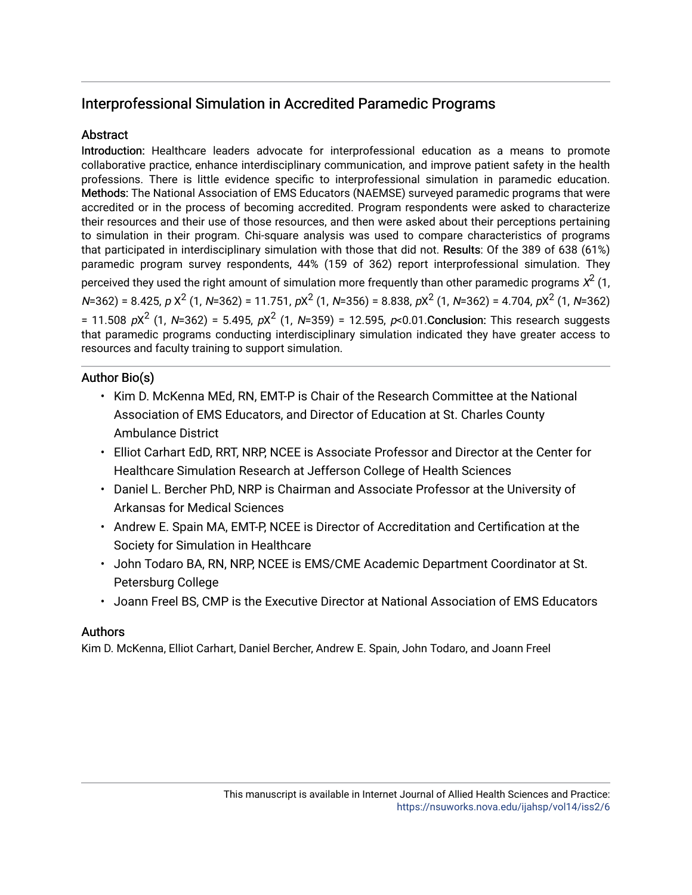# Interprofessional Simulation in Accredited Paramedic Programs

## Abstract

**Introduction:** Healthcare leaders advocate for interprofessional education as a means to promote collaborative practice, enhance interdisciplinary communication, and improve patient safety in the health professions. There is little evidence specific to interprofessional simulation in paramedic education. **Methods:** The National Association of EMS Educators (NAEMSE) surveyed paramedic programs that were accredited or in the process of becoming accredited. Program respondents were asked to characterize their resources and their use of those resources, and then were asked about their perceptions pertaining to simulation in their program. Chi-square analysis was used to compare characteristics of programs that participated in interdisciplinary simulation with those that did not. **Results**: Of the 389 of 638 (61%) paramedic program survey respondents, 44% (159 of 362) report interprofessional simulation. They perceived they used the right amount of simulation more frequently than other paramedic programs $X^2$ (1, $N$=362) = 8.425, $p$ $X^2$ (1, $N$=362) = 11.751, $p X^2$ (1, $N$=356) = 8.838, $p X^2$ (1, $N$=362) = 4.704, $p X^2$ (1, $N$=362) = 11.508 $p X^2$ (1, $N$=362) = 5.495, $p X^2$ (1, $N$=359) = 12.595, $p$<0.01.**Conclusion:** This research suggests that paramedic programs conducting interdisciplinary simulation indicated they have greater access to resources and faculty training to support simulation.

## Author Bio(s)

- Kim D. McKenna MEd, RN, EMT-P is Chair of the Research Committee at the National Association of EMS Educators, and Director of Education at St. Charles County Ambulance District
- Elliot Carhart EdD, RRT, NRP, NCEE is Associate Professor and Director at the Center for Healthcare Simulation Research at Jefferson College of Health Sciences
- Daniel L. Bercher PhD, NRP is Chairman and Associate Professor at the University of Arkansas for Medical Sciences
- Andrew E. Spain MA, EMT-P, NCEE is Director of Accreditation and Certification at the Society for Simulation in Healthcare
- John Todaro BA, RN, NRP, NCEE is EMS/CME Academic Department Coordinator at St. Petersburg College
- Joann Freel BS, CMP is the Executive Director at National Association of EMS Educators

## Authors

Kim D. McKenna, Elliot Carhart, Daniel Bercher, Andrew E. Spain, John Todaro, and Joann Freel

This manuscript is available in Internet Journal of Allied Health Sciences and Practice: https://nsuworks.nova.edu/ijahsp/vol14/iss2/6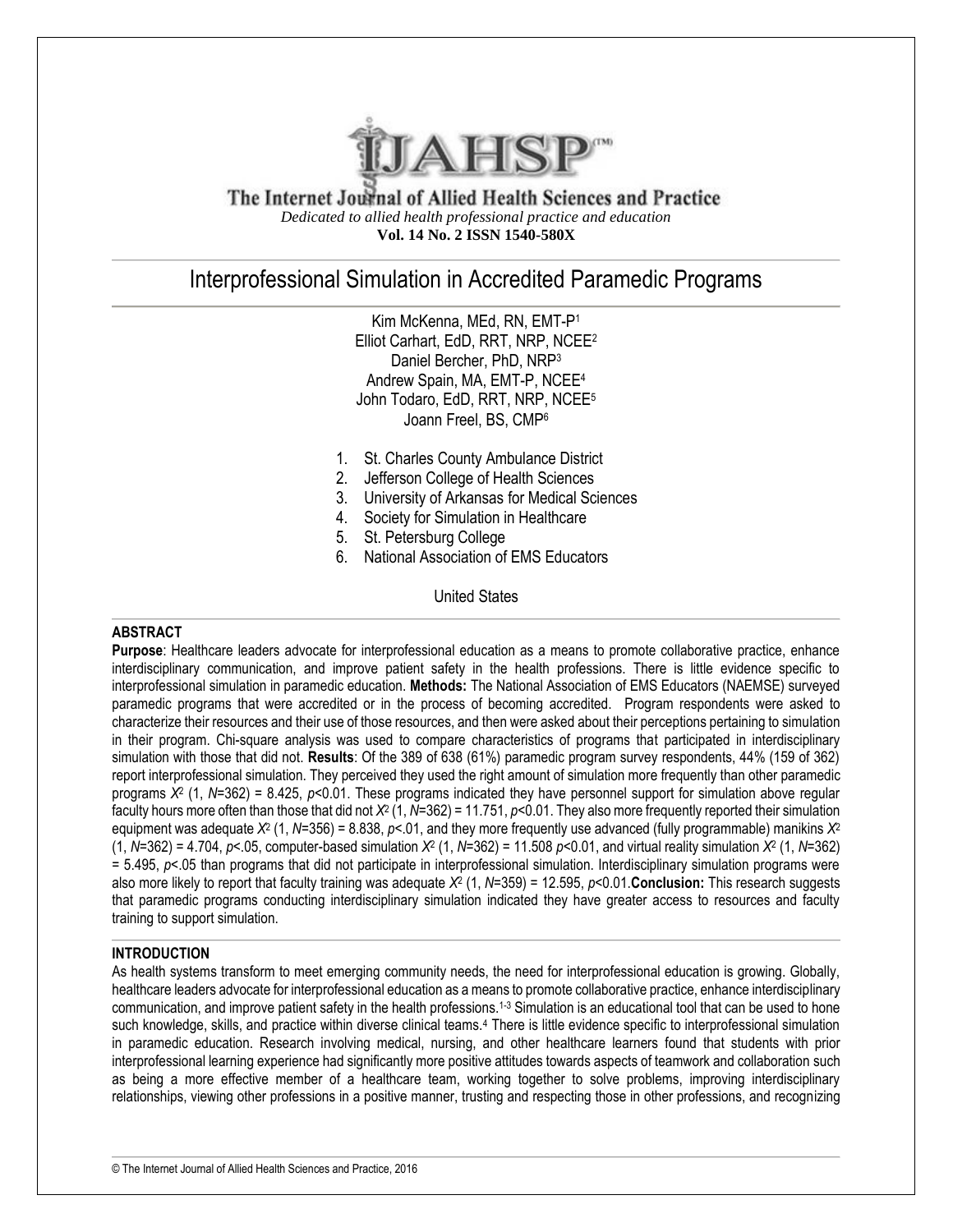The Internet Journal of Allied Health Sciences and Practice

*Dedicated to allied health professional practice and education*

**Vol. 14 No. 2 ISSN 1540-580X**

# Interprofessional Simulation in Accredited Paramedic Programs

Kim McKenna, MEd, RN, EMT-P[1]
Elliot Carhart, EdD, RRT, NRP, NCEE[2]
Daniel Bercher, PhD, NRP[3]
Andrew Spain, MA, EMT-P, NCEE[4]
John Todaro, EdD, RRT, NRP, NCEE[5]
Joann Freel, BS, CMP[6]

1. St. Charles County Ambulance District
2. Jefferson College of Health Sciences
3. University of Arkansas for Medical Sciences
4. Society for Simulation in Healthcare
5. St. Petersburg College
6. National Association of EMS Educators

United States

## ABSTRACT

**Purpose**: Healthcare leaders advocate for interprofessional education as a means to promote collaborative practice, enhance interdisciplinary communication, and improve patient safety in the health professions. There is little evidence specific to interprofessional simulation in paramedic education. **Methods:** The National Association of EMS Educators (NAEMSE) surveyed paramedic programs that were accredited or in the process of becoming accredited. Program respondents were asked to characterize their resources and their use of those resources, and then were asked about their perceptions pertaining to simulation in their program. Chi-square analysis was used to compare characteristics of programs that participated in interdisciplinary simulation with those that did not. **Results**: Of the 389 of 638 (61%) paramedic program survey respondents, 44% (159 of 362) report interprofessional simulation. They perceived they used the right amount of simulation more frequently than other paramedic programs $X^2$ (1, $N$=362) = 8.425, $p$<0.01. These programs indicated they have personnel support for simulation above regular faculty hours more often than those that did not $X^2$ (1, $N$=362) = 11.751, $p$<0.01. They also more frequently reported their simulation equipment was adequate $X^2$ (1, $N$=356) = 8.838, $p$<.01, and they more frequently use advanced (fully programmable) manikins $X^2$ (1, $N$=362) = 4.704, $p$<.05, computer-based simulation $X^2$ (1, $N$=362) = 11.508 $p$<0.01, and virtual reality simulation $X^2$ (1, $N$=362) = 5.495, $p$<.05 than programs that did not participate in interprofessional simulation. Interdisciplinary simulation programs were also more likely to report that faculty training was adequate $X^2$ (1, $N$=359) = 12.595, $p$<0.01.**Conclusion:** This research suggests that paramedic programs conducting interdisciplinary simulation indicated they have greater access to resources and faculty training to support simulation.

## INTRODUCTION

As health systems transform to meet emerging community needs, the need for interprofessional education is growing. Globally, healthcare leaders advocate for interprofessional education as a means to promote collaborative practice, enhance interdisciplinary communication, and improve patient safety in the health professions.[1-3] Simulation is an educational tool that can be used to hone such knowledge, skills, and practice within diverse clinical teams.[4] There is little evidence specific to interprofessional simulation in paramedic education. Research involving medical, nursing, and other healthcare learners found that students with prior interprofessional learning experience had significantly more positive attitudes towards aspects of teamwork and collaboration such as being a more effective member of a healthcare team, working together to solve problems, improving interdisciplinary relationships, viewing other professions in a positive manner, trusting and respecting those in other professions, and recognizing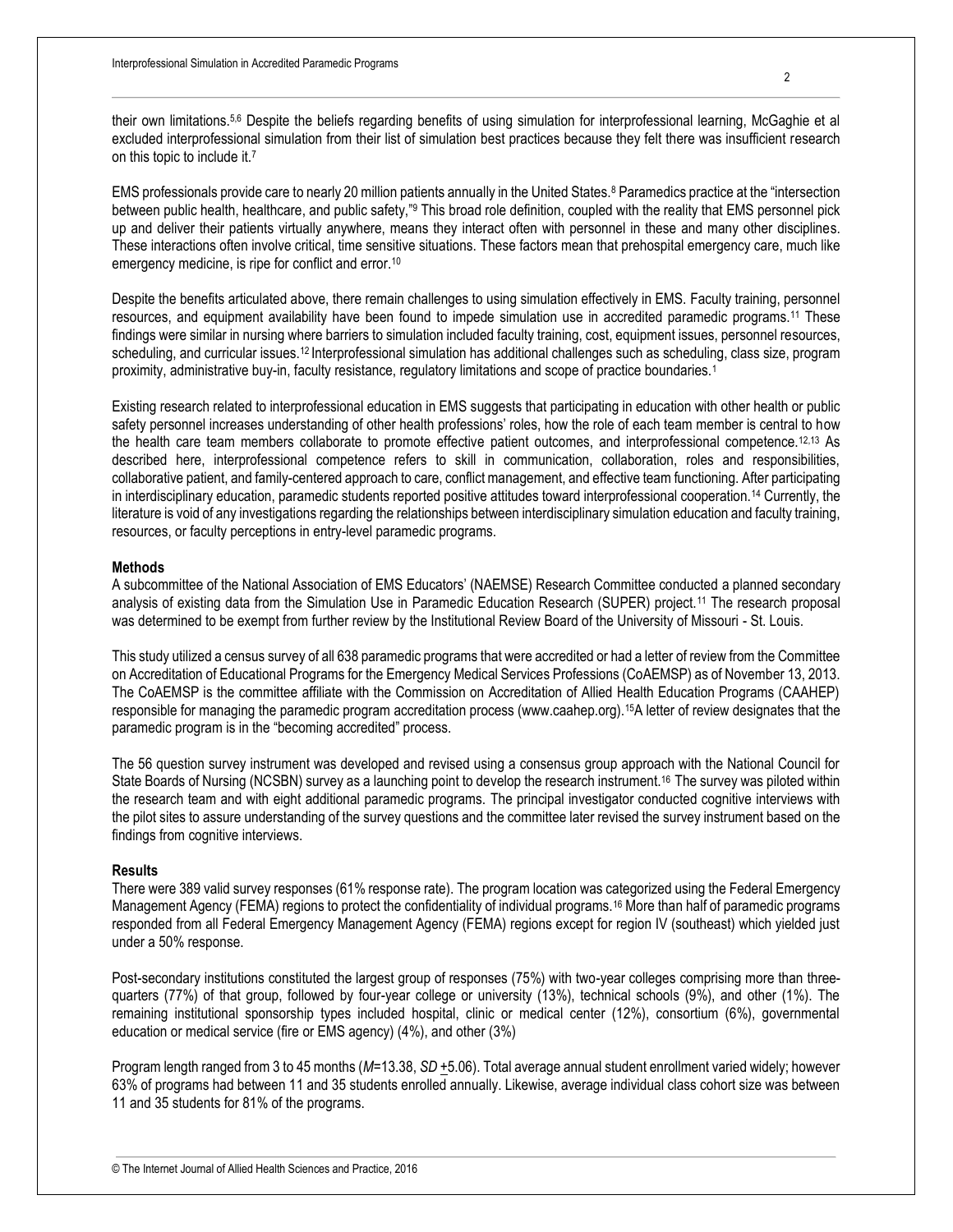their own limitations.[5,6] Despite the beliefs regarding benefits of using simulation for interprofessional learning, McGaghie et al excluded interprofessional simulation from their list of simulation best practices because they felt there was insufficient research on this topic to include it.[7]

EMS professionals provide care to nearly 20 million patients annually in the United States.[8] Paramedics practice at the "intersection between public health, healthcare, and public safety,"[9] This broad role definition, coupled with the reality that EMS personnel pick up and deliver their patients virtually anywhere, means they interact often with personnel in these and many other disciplines. These interactions often involve critical, time sensitive situations. These factors mean that prehospital emergency care, much like emergency medicine, is ripe for conflict and error.[10]

Despite the benefits articulated above, there remain challenges to using simulation effectively in EMS. Faculty training, personnel resources, and equipment availability have been found to impede simulation use in accredited paramedic programs.[11] These findings were similar in nursing where barriers to simulation included faculty training, cost, equipment issues, personnel resources, scheduling, and curricular issues.[12] Interprofessional simulation has additional challenges such as scheduling, class size, program proximity, administrative buy-in, faculty resistance, regulatory limitations and scope of practice boundaries.[1]

Existing research related to interprofessional education in EMS suggests that participating in education with other health or public safety personnel increases understanding of other health professions' roles, how the role of each team member is central to how the health care team members collaborate to promote effective patient outcomes, and interprofessional competence.[12,13] As described here, interprofessional competence refers to skill in communication, collaboration, roles and responsibilities, collaborative patient, and family-centered approach to care, conflict management, and effective team functioning. After participating in interdisciplinary education, paramedic students reported positive attitudes toward interprofessional cooperation.[14] Currently, the literature is void of any investigations regarding the relationships between interdisciplinary simulation education and faculty training, resources, or faculty perceptions in entry-level paramedic programs.

**Methods**

A subcommittee of the National Association of EMS Educators' (NAEMSE) Research Committee conducted a planned secondary analysis of existing data from the Simulation Use in Paramedic Education Research (SUPER) project.[11] The research proposal was determined to be exempt from further review by the Institutional Review Board of the University of Missouri - St. Louis.

This study utilized a census survey of all 638 paramedic programs that were accredited or had a letter of review from the Committee on Accreditation of Educational Programs for the Emergency Medical Services Professions (CoAEMSP) as of November 13, 2013. The CoAEMSP is the committee affiliate with the Commission on Accreditation of Allied Health Education Programs (CAAHEP) responsible for managing the paramedic program accreditation process (www.caahep.org).[15] A letter of review designates that the paramedic program is in the "becoming accredited" process.

The 56 question survey instrument was developed and revised using a consensus group approach with the National Council for State Boards of Nursing (NCSBN) survey as a launching point to develop the research instrument.[16] The survey was piloted within the research team and with eight additional paramedic programs. The principal investigator conducted cognitive interviews with the pilot sites to assure understanding of the survey questions and the committee later revised the survey instrument based on the findings from cognitive interviews.

**Results**

There were 389 valid survey responses (61% response rate). The program location was categorized using the Federal Emergency Management Agency (FEMA) regions to protect the confidentiality of individual programs.[16] More than half of paramedic programs responded from all Federal Emergency Management Agency (FEMA) regions except for region IV (southeast) which yielded just under a 50% response.

Post-secondary institutions constituted the largest group of responses (75%) with two-year colleges comprising more than three-quarters (77%) of that group, followed by four-year college or university (13%), technical schools (9%), and other (1%). The remaining institutional sponsorship types included hospital, clinic or medical center (12%), consortium (6%), governmental education or medical service (fire or EMS agency) (4%), and other (3%)

Program length ranged from 3 to 45 months ($M$=13.38, $SD \pm 5.06$). Total average annual student enrollment varied widely; however 63% of programs had between 11 and 35 students enrolled annually. Likewise, average individual class cohort size was between 11 and 35 students for 81% of the programs.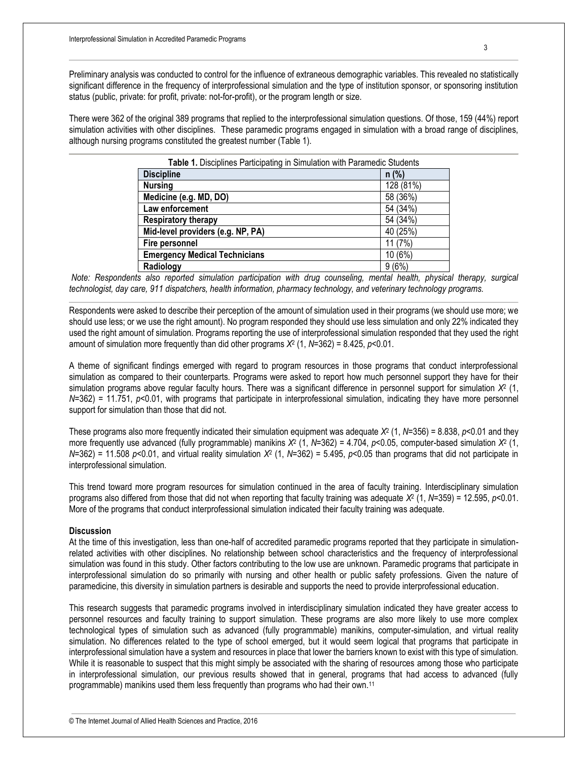Preliminary analysis was conducted to control for the influence of extraneous demographic variables. This revealed no statistically significant difference in the frequency of interprofessional simulation and the type of institution sponsor, or sponsoring institution status (public, private: for profit, private: not-for-profit), or the program length or size.

There were 362 of the original 389 programs that replied to the interprofessional simulation questions. Of those, 159 (44%) report simulation activities with other disciplines. These paramedic programs engaged in simulation with a broad range of disciplines, although nursing programs constituted the greatest number (Table 1).

**Table 1.** Disciplines Participating in Simulation with Paramedic Students

| Discipline | n (%) |
|---|---|
| **Nursing** | 128 (81%) |
| **Medicine (e.g. MD, DO)** | 58 (36%) |
| **Law enforcement** | 54 (34%) |
| **Respiratory therapy** | 54 (34%) |
| **Mid-level providers (e.g. NP, PA)** | 40 (25%) |
| **Fire personnel** | 11 (7%) |
| **Emergency Medical Technicians** | 10 (6%) |
| **Radiology** | 9 (6%) |

*Note: Respondents also reported simulation participation with drug counseling, mental health, physical therapy, surgical technologist, day care, 911 dispatchers, health information, pharmacy technology, and veterinary technology programs.*

Respondents were asked to describe their perception of the amount of simulation used in their programs (we should use more; we should use less; or we use the right amount). No program responded they should use less simulation and only 22% indicated they used the right amount of simulation. Programs reporting the use of interprofessional simulation responded that they used the right amount of simulation more frequently than did other programs $X^2$ (1, $N$=362) = 8.425, $p$<0.01.

A theme of significant findings emerged with regard to program resources in those programs that conduct interprofessional simulation as compared to their counterparts. Programs were asked to report how much personnel support they have for their simulation programs above regular faculty hours. There was a significant difference in personnel support for simulation $X^2$ (1, $N$=362) = 11.751, $p$<0.01, with programs that participate in interprofessional simulation, indicating they have more personnel support for simulation than those that did not.

These programs also more frequently indicated their simulation equipment was adequate $X^2$ (1, $N$=356) = 8.838, $p$<0.01 and they more frequently use advanced (fully programmable) manikins $X^2$ (1, $N$=362) = 4.704, $p$<0.05, computer-based simulation $X^2$ (1, $N$=362) = 11.508 $p$<0.01, and virtual reality simulation $X^2$ (1, $N$=362) = 5.495, $p$<0.05 than programs that did not participate in interprofessional simulation.

This trend toward more program resources for simulation continued in the area of faculty training. Interdisciplinary simulation programs also differed from those that did not when reporting that faculty training was adequate $X^2$ (1, $N$=359) = 12.595, $p$<0.01. More of the programs that conduct interprofessional simulation indicated their faculty training was adequate.

## Discussion

At the time of this investigation, less than one-half of accredited paramedic programs reported that they participate in simulation-related activities with other disciplines. No relationship between school characteristics and the frequency of interprofessional simulation was found in this study. Other factors contributing to the low use are unknown. Paramedic programs that participate in interprofessional simulation do so primarily with nursing and other health or public safety professions. Given the nature of paramedicine, this diversity in simulation partners is desirable and supports the need to provide interprofessional education.

This research suggests that paramedic programs involved in interdisciplinary simulation indicated they have greater access to personnel resources and faculty training to support simulation. These programs are also more likely to use more complex technological types of simulation such as advanced (fully programmable) manikins, computer-simulation, and virtual reality simulation. No differences related to the type of school emerged, but it would seem logical that programs that participate in interprofessional simulation have a system and resources in place that lower the barriers known to exist with this type of simulation. While it is reasonable to suspect that this might simply be associated with the sharing of resources among those who participate in interprofessional simulation, our previous results showed that in general, programs that had access to advanced (fully programmable) manikins used them less frequently than programs who had their own.[11]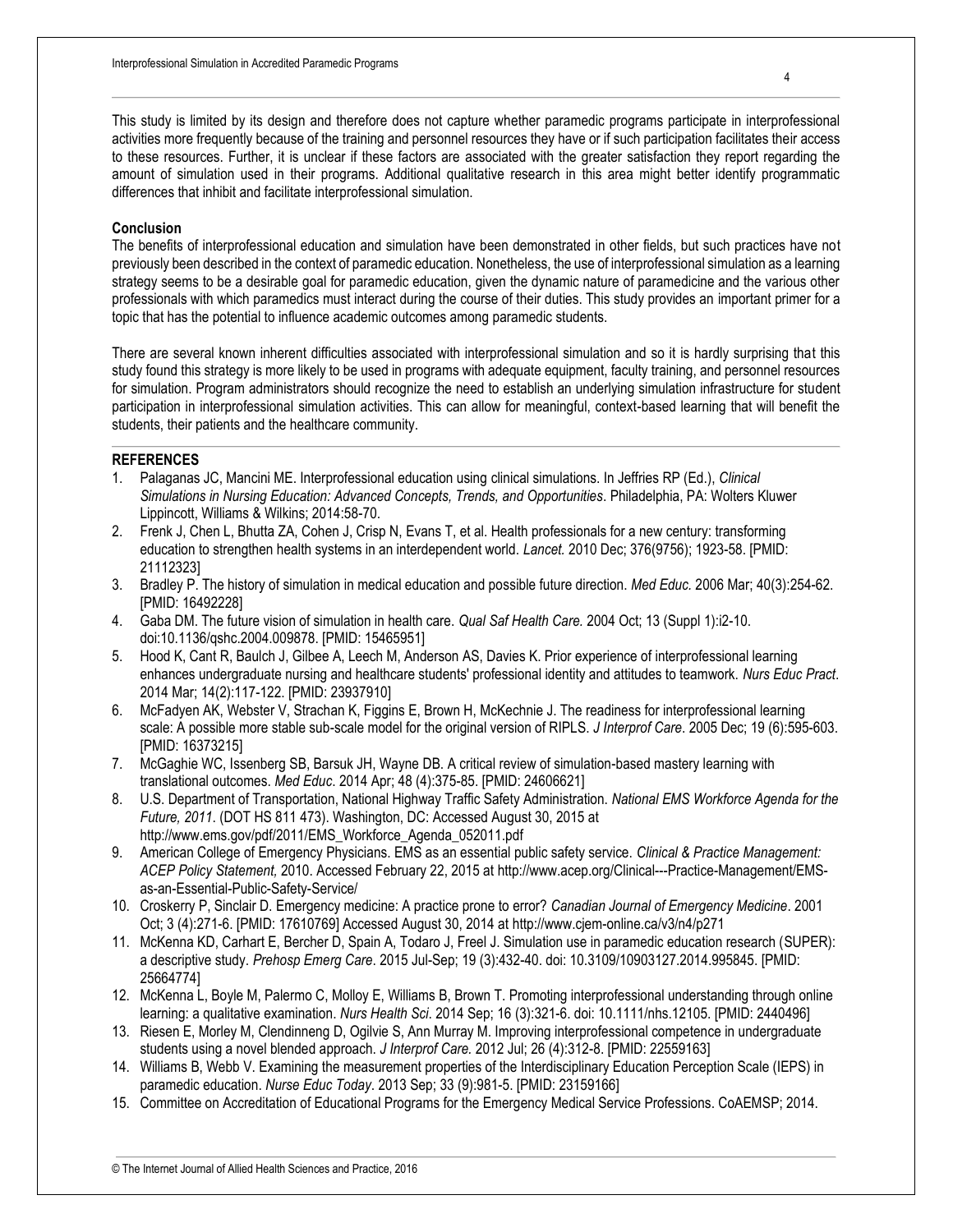This study is limited by its design and therefore does not capture whether paramedic programs participate in interprofessional activities more frequently because of the training and personnel resources they have or if such participation facilitates their access to these resources. Further, it is unclear if these factors are associated with the greater satisfaction they report regarding the amount of simulation used in their programs. Additional qualitative research in this area might better identify programmatic differences that inhibit and facilitate interprofessional simulation.

## Conclusion

The benefits of interprofessional education and simulation have been demonstrated in other fields, but such practices have not previously been described in the context of paramedic education. Nonetheless, the use of interprofessional simulation as a learning strategy seems to be a desirable goal for paramedic education, given the dynamic nature of paramedicine and the various other professionals with which paramedics must interact during the course of their duties. This study provides an important primer for a topic that has the potential to influence academic outcomes among paramedic students.

There are several known inherent difficulties associated with interprofessional simulation and so it is hardly surprising that this study found this strategy is more likely to be used in programs with adequate equipment, faculty training, and personnel resources for simulation. Program administrators should recognize the need to establish an underlying simulation infrastructure for student participation in interprofessional simulation activities. This can allow for meaningful, context-based learning that will benefit the students, their patients and the healthcare community.

## REFERENCES

1. Palaganas JC, Mancini ME. Interprofessional education using clinical simulations. In Jeffries RP (Ed.), *Clinical Simulations in Nursing Education: Advanced Concepts, Trends, and Opportunities*. Philadelphia, PA: Wolters Kluwer Lippincott, Williams & Wilkins; 2014:58-70.
2. Frenk J, Chen L, Bhutta ZA, Cohen J, Crisp N, Evans T, et al. Health professionals for a new century: transforming education to strengthen health systems in an interdependent world. *Lancet.* 2010 Dec; 376(9756); 1923-58. [PMID: 21112323]
3. Bradley P. The history of simulation in medical education and possible future direction. *Med Educ.* 2006 Mar; 40(3):254-62. [PMID: 16492228]
4. Gaba DM. The future vision of simulation in health care. *Qual Saf Health Care.* 2004 Oct; 13 (Suppl 1):i2-10. doi:10.1136/qshc.2004.009878. [PMID: 15465951]
5. Hood K, Cant R, Baulch J, Gilbee A, Leech M, Anderson AS, Davies K. Prior experience of interprofessional learning enhances undergraduate nursing and healthcare students' professional identity and attitudes to teamwork. *Nurs Educ Pract*. 2014 Mar; 14(2):117-122. [PMID: 23937910]
6. McFadyen AK, Webster V, Strachan K, Figgins E, Brown H, McKechnie J. The readiness for interprofessional learning scale: A possible more stable sub-scale model for the original version of RIPLS. *J Interprof Care*. 2005 Dec; 19 (6):595-603. [PMID: 16373215]
7. McGaghie WC, Issenberg SB, Barsuk JH, Wayne DB. A critical review of simulation-based mastery learning with translational outcomes. *Med Educ*. 2014 Apr; 48 (4):375-85. [PMID: 24606621]
8. U.S. Department of Transportation, National Highway Traffic Safety Administration. *National EMS Workforce Agenda for the Future, 2011*. (DOT HS 811 473). Washington, DC: Accessed August 30, 2015 at http://www.ems.gov/pdf/2011/EMS_Workforce_Agenda_052011.pdf
9. American College of Emergency Physicians. EMS as an essential public safety service. *Clinical & Practice Management: ACEP Policy Statement,* 2010. Accessed February 22, 2015 at http://www.acep.org/Clinical---Practice-Management/EMS-as-an-Essential-Public-Safety-Service/
10. Croskerry P, Sinclair D. Emergency medicine: A practice prone to error? *Canadian Journal of Emergency Medicine*. 2001 Oct; 3 (4):271-6. [PMID: 17610769] Accessed August 30, 2014 at http://www.cjem-online.ca/v3/n4/p271
11. McKenna KD, Carhart E, Bercher D, Spain A, Todaro J, Freel J. Simulation use in paramedic education research (SUPER): a descriptive study. *Prehosp Emerg Care*. 2015 Jul-Sep; 19 (3):432-40. doi: 10.3109/10903127.2014.995845. [PMID: 25664774]
12. McKenna L, Boyle M, Palermo C, Molloy E, Williams B, Brown T. Promoting interprofessional understanding through online learning: a qualitative examination. *Nurs Health Sci*. 2014 Sep; 16 (3):321-6. doi: 10.1111/nhs.12105. [PMID: 2440496]
13. Riesen E, Morley M, Clendinneng D, Ogilvie S, Ann Murray M. Improving interprofessional competence in undergraduate students using a novel blended approach. *J Interprof Care.* 2012 Jul; 26 (4):312-8. [PMID: 22559163]
14. Williams B, Webb V. Examining the measurement properties of the Interdisciplinary Education Perception Scale (IEPS) in paramedic education. *Nurse Educ Today*. 2013 Sep; 33 (9):981-5. [PMID: 23159166]
15. Committee on Accreditation of Educational Programs for the Emergency Medical Service Professions. CoAEMSP; 2014.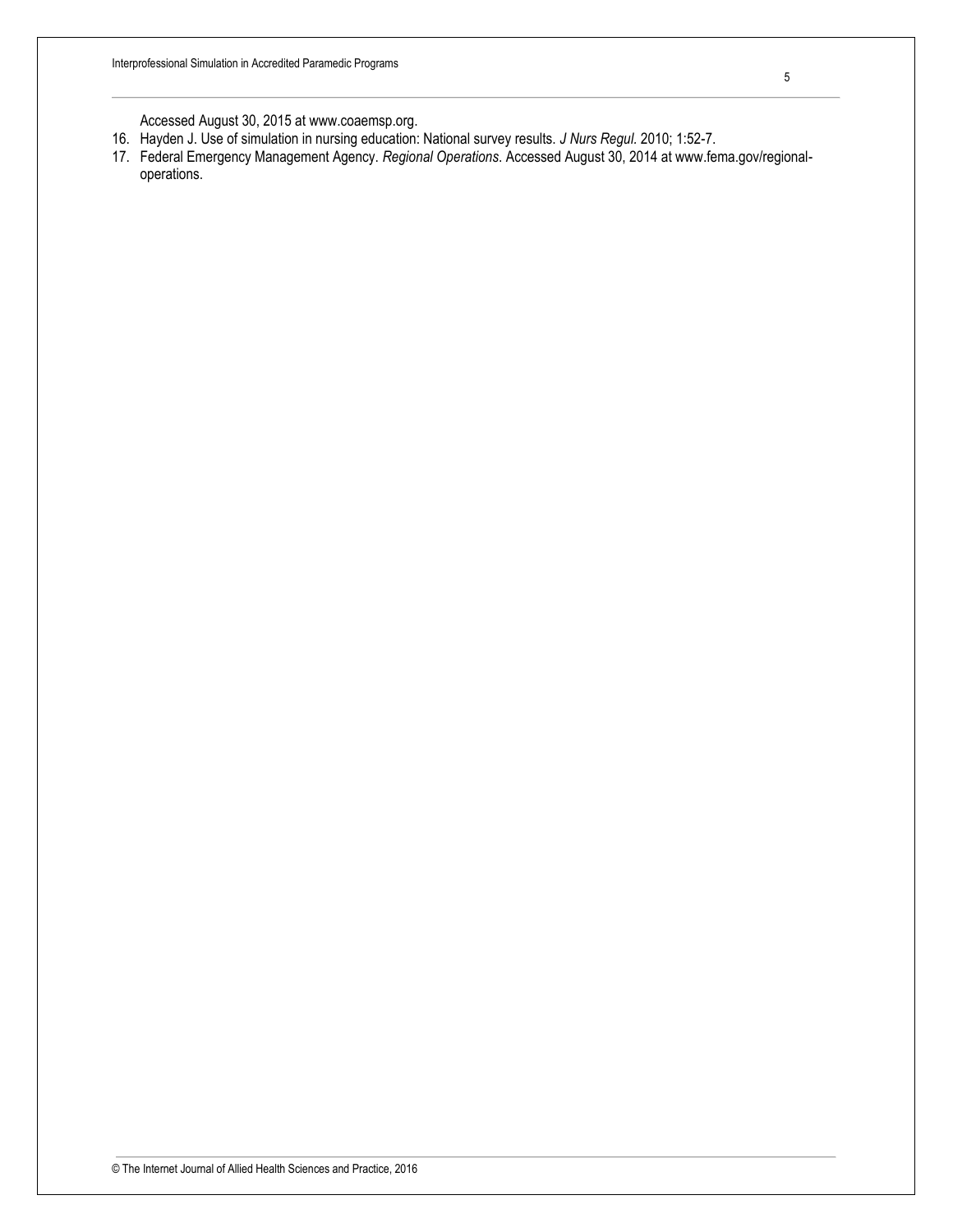Accessed August 30, 2015 at www.coaemsp.org.

16. Hayden J. Use of simulation in nursing education: National survey results. *J Nurs Regul.* 2010; 1:52-7.
17. Federal Emergency Management Agency. *Regional Operations*. Accessed August 30, 2014 at www.fema.gov/regional-operations.